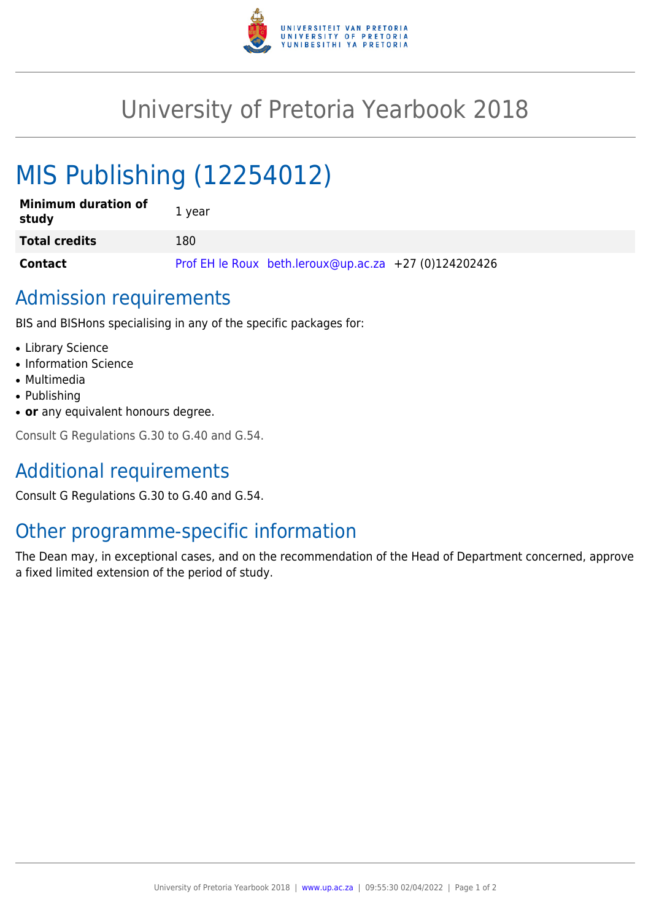# University of Pretoria Yearbook 2018

# MIS Publishing (12254012)

| | |
|---|---|
| **Minimum duration of study** | 1 year |
| **Total credits** | 180 |
| **Contact** | Prof EH le Roux beth.leroux@up.ac.za +27 (0)124202426 |

## Admission requirements

BIS and BISHons specialising in any of the specific packages for:

- Library Science
- Information Science
- Multimedia
- Publishing
- **or** any equivalent honours degree.

Consult G Regulations G.30 to G.40 and G.54.

## Additional requirements

Consult G Regulations G.30 to G.40 and G.54.

## Other programme-specific information

The Dean may, in exceptional cases, and on the recommendation of the Head of Department concerned, approve a fixed limited extension of the period of study.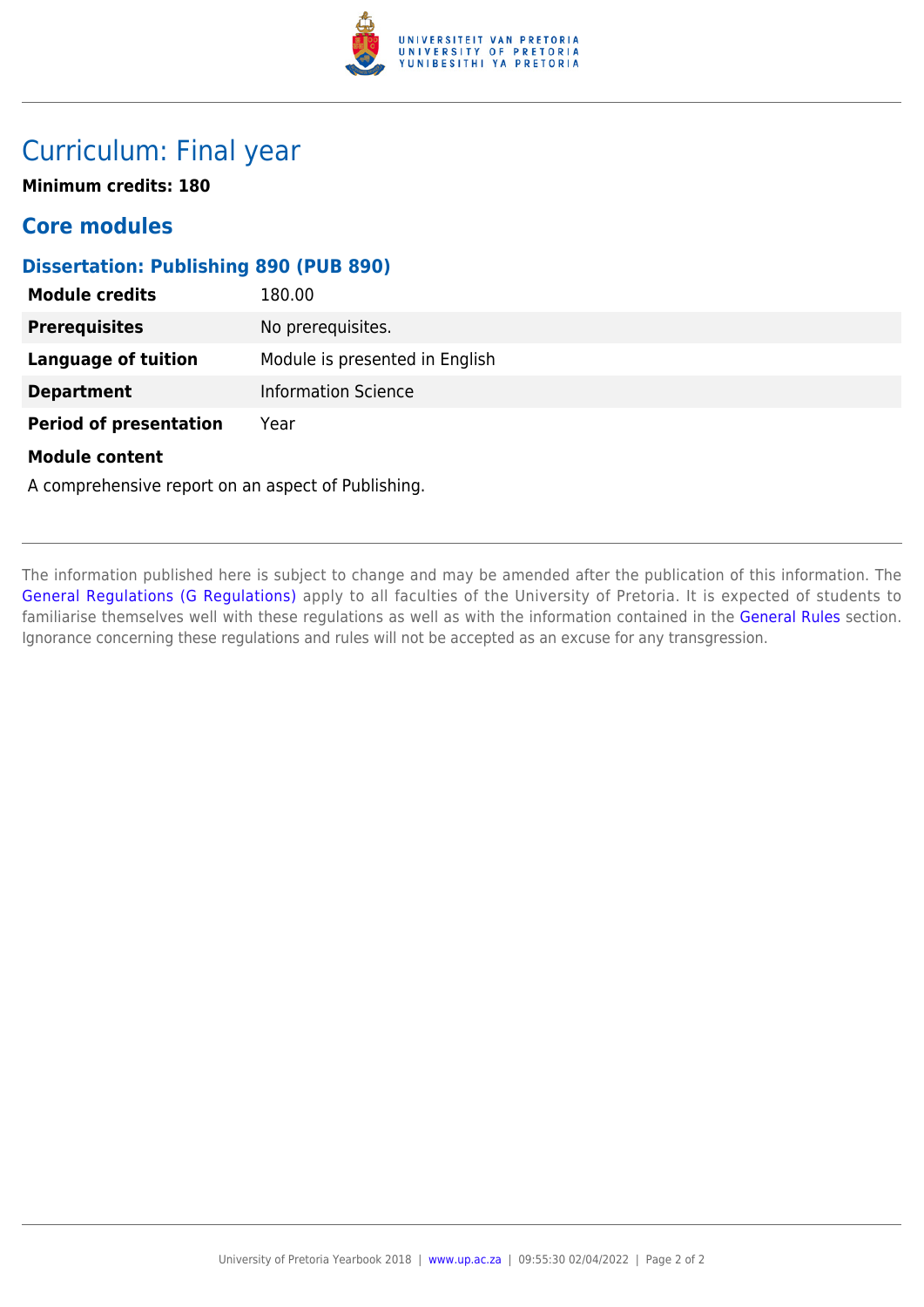# Curriculum: Final year

**Minimum credits: 180**

## Core modules

### Dissertation: Publishing 890 (PUB 890)

| | |
|---|---|
| **Module credits** | 180.00 |
| **Prerequisites** | No prerequisites. |
| **Language of tuition** | Module is presented in English |
| **Department** | Information Science |
| **Period of presentation** | Year |

**Module content**

A comprehensive report on an aspect of Publishing.

The information published here is subject to change and may be amended after the publication of this information. The General Regulations (G Regulations) apply to all faculties of the University of Pretoria. It is expected of students to familiarise themselves well with these regulations as well as with the information contained in the General Rules section. Ignorance concerning these regulations and rules will not be accepted as an excuse for any transgression.